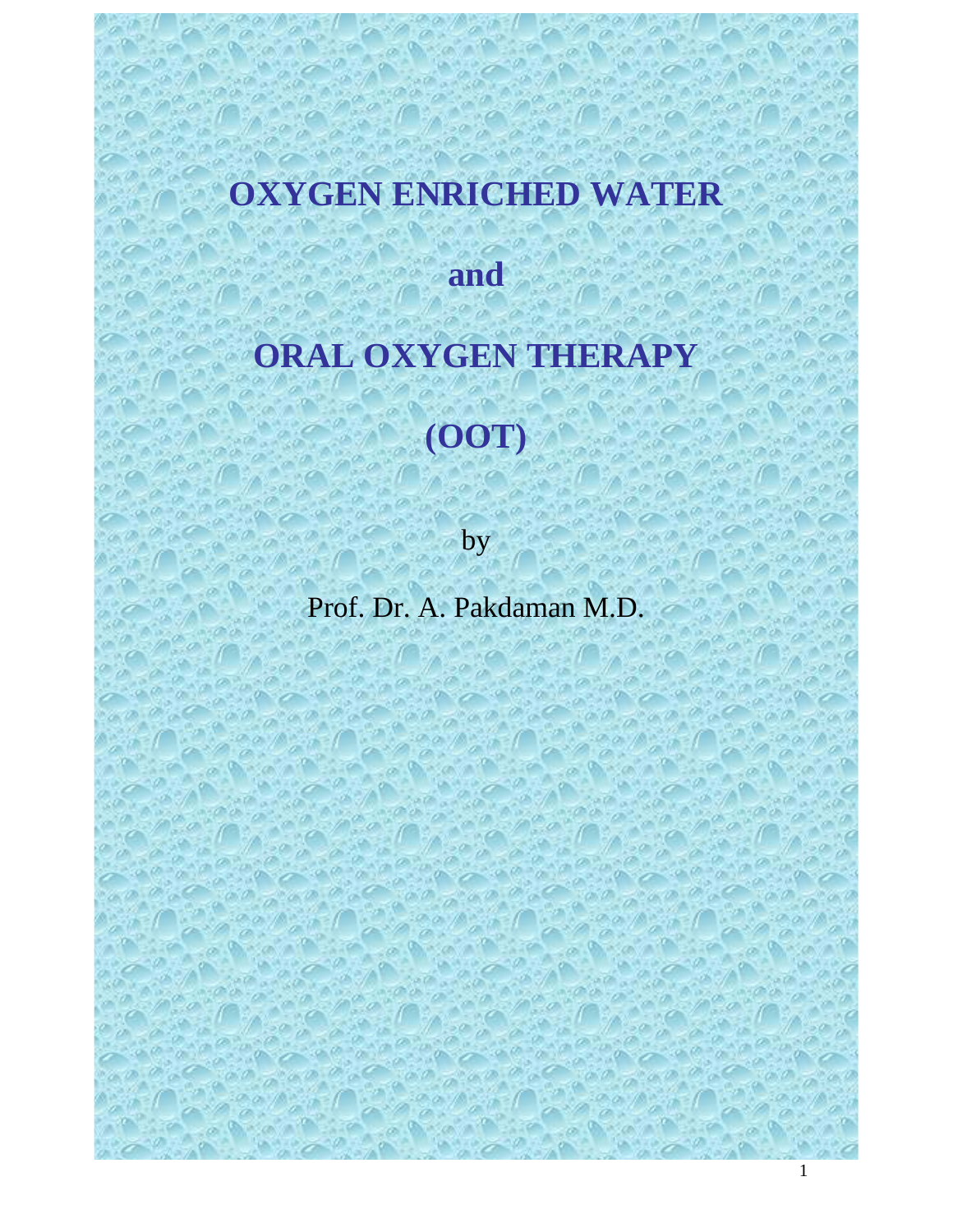# OXYGEN ENRICHED WATER

# and

# ORAL OXYGEN THERAPY

# (OOT)

by

Prof. Dr. A. Pakdaman M.D.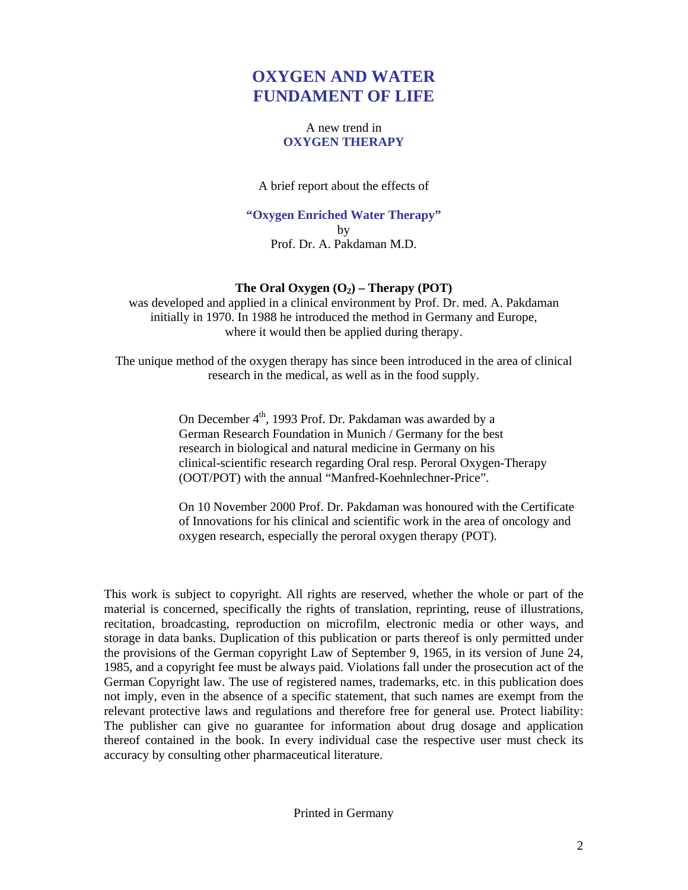# OXYGEN AND WATER FUNDAMENT OF LIFE

A new trend in
**OXYGEN THERAPY**

A brief report about the effects of

**"Oxygen Enriched Water Therapy"**
by
Prof. Dr. A. Pakdaman M.D.

**The Oral Oxygen ($O_2$) – Therapy (POT)**
was developed and applied in a clinical environment by Prof. Dr. med. A. Pakdaman initially in 1970. In 1988 he introduced the method in Germany and Europe, where it would then be applied during therapy.

The unique method of the oxygen therapy has since been introduced in the area of clinical research in the medical, as well as in the food supply.

On December 4th, 1993 Prof. Dr. Pakdaman was awarded by a German Research Foundation in Munich / Germany for the best research in biological and natural medicine in Germany on his clinical-scientific research regarding Oral resp. Peroral Oxygen-Therapy (OOT/POT) with the annual "Manfred-Koehnlechner-Price".

On 10 November 2000 Prof. Dr. Pakdaman was honoured with the Certificate of Innovations for his clinical and scientific work in the area of oncology and oxygen research, especially the peroral oxygen therapy (POT).

This work is subject to copyright. All rights are reserved, whether the whole or part of the material is concerned, specifically the rights of translation, reprinting, reuse of illustrations, recitation, broadcasting, reproduction on microfilm, electronic media or other ways, and storage in data banks. Duplication of this publication or parts thereof is only permitted under the provisions of the German copyright Law of September 9, 1965, in its version of June 24, 1985, and a copyright fee must be always paid. Violations fall under the prosecution act of the German Copyright law. The use of registered names, trademarks, etc. in this publication does not imply, even in the absence of a specific statement, that such names are exempt from the relevant protective laws and regulations and therefore free for general use. Protect liability: The publisher can give no guarantee for information about drug dosage and application thereof contained in the book. In every individual case the respective user must check its accuracy by consulting other pharmaceutical literature.

Printed in Germany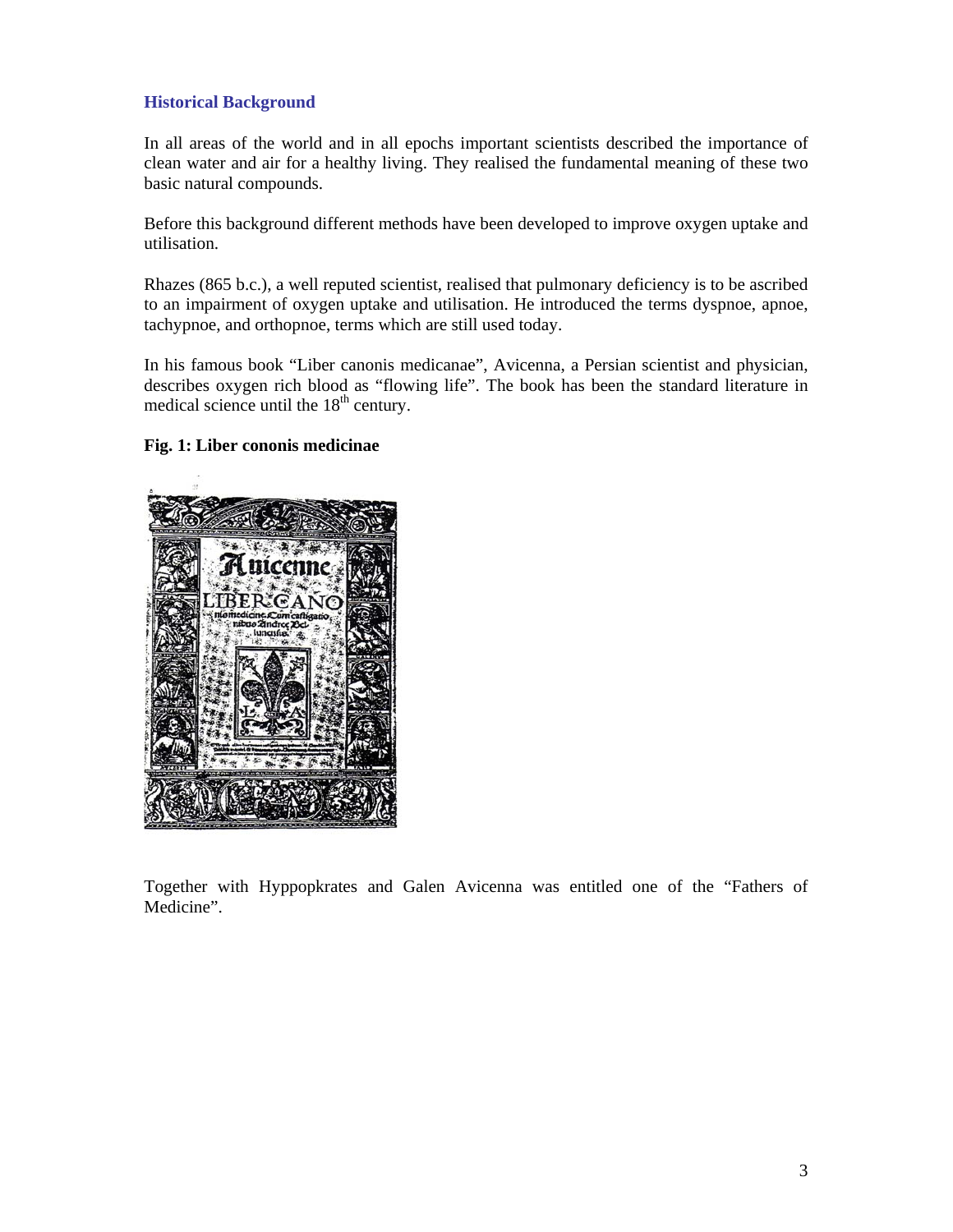### Historical Background

In all areas of the world and in all epochs important scientists described the importance of clean water and air for a healthy living. They realised the fundamental meaning of these two basic natural compounds.

Before this background different methods have been developed to improve oxygen uptake and utilisation.

Rhazes (865 b.c.), a well reputed scientist, realised that pulmonary deficiency is to be ascribed to an impairment of oxygen uptake and utilisation. He introduced the terms dyspnoe, apnoe, tachypnoe, and orthopnoe, terms which are still used today.

In his famous book "Liber canonis medicanae", Avicenna, a Persian scientist and physician, describes oxygen rich blood as "flowing life". The book has been the standard literature in medical science until the 18th century.

**Fig. 1: Liber cononis medicinae**

Together with Hyppopkrates and Galen Avicenna was entitled one of the "Fathers of Medicine".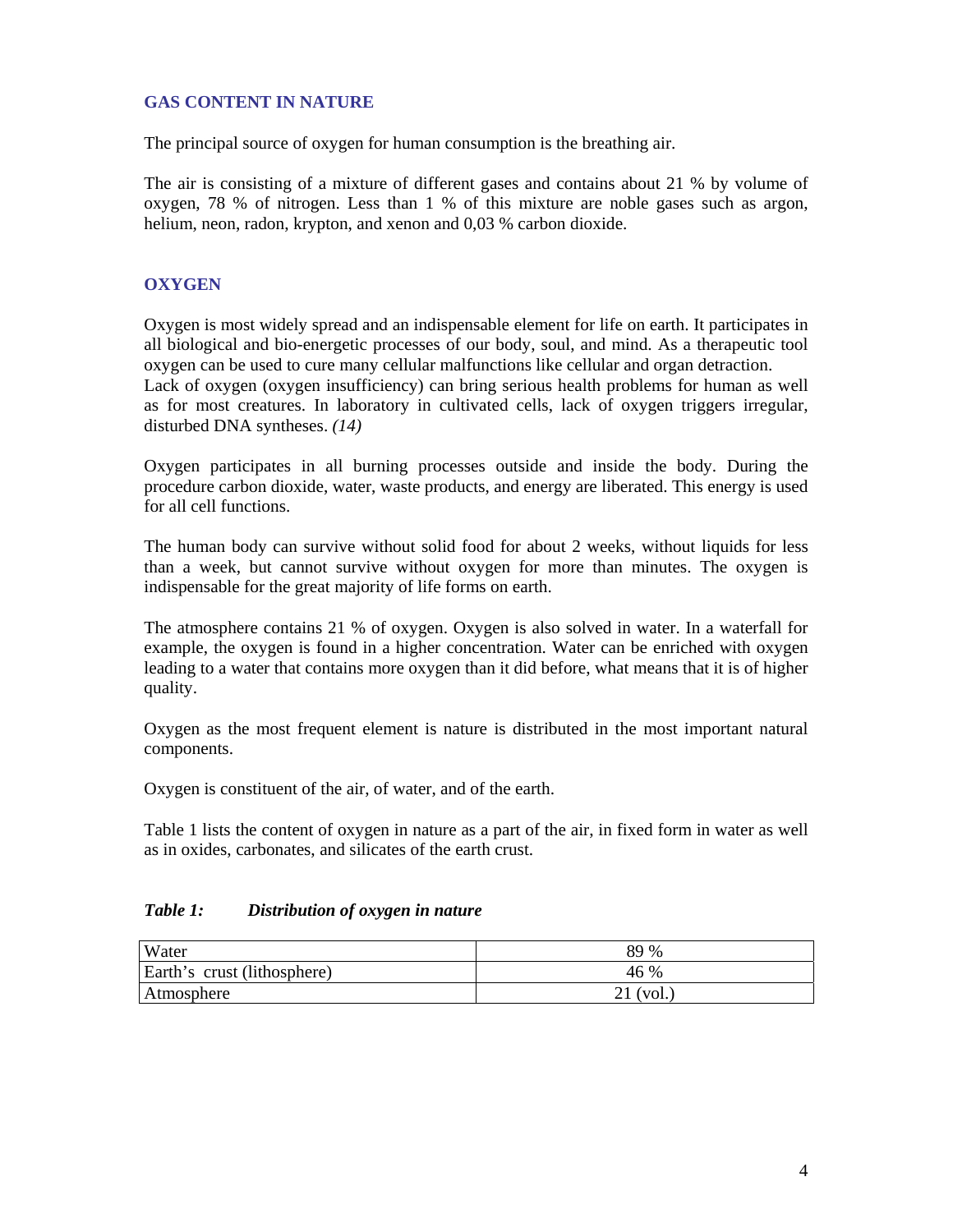## GAS CONTENT IN NATURE

The principal source of oxygen for human consumption is the breathing air.

The air is consisting of a mixture of different gases and contains about 21 % by volume of oxygen, 78 % of nitrogen. Less than 1 % of this mixture are noble gases such as argon, helium, neon, radon, krypton, and xenon and 0,03 % carbon dioxide.

## OXYGEN

Oxygen is most widely spread and an indispensable element for life on earth. It participates in all biological and bio-energetic processes of our body, soul, and mind. As a therapeutic tool oxygen can be used to cure many cellular malfunctions like cellular and organ detraction.
Lack of oxygen (oxygen insufficiency) can bring serious health problems for human as well as for most creatures. In laboratory in cultivated cells, lack of oxygen triggers irregular, disturbed DNA syntheses. *(14)*

Oxygen participates in all burning processes outside and inside the body. During the procedure carbon dioxide, water, waste products, and energy are liberated. This energy is used for all cell functions.

The human body can survive without solid food for about 2 weeks, without liquids for less than a week, but cannot survive without oxygen for more than minutes. The oxygen is indispensable for the great majority of life forms on earth.

The atmosphere contains 21 % of oxygen. Oxygen is also solved in water. In a waterfall for example, the oxygen is found in a higher concentration. Water can be enriched with oxygen leading to a water that contains more oxygen than it did before, what means that it is of higher quality.

Oxygen as the most frequent element is nature is distributed in the most important natural components.

Oxygen is constituent of the air, of water, and of the earth.

Table 1 lists the content of oxygen in nature as a part of the air, in fixed form in water as well as in oxides, carbonates, and silicates of the earth crust.

***Table 1: Distribution of oxygen in nature***

| | |
|---|---|
| Water | 89 % |
| Earth's crust (lithosphere) | 46 % |
| Atmosphere | 21 (vol.) |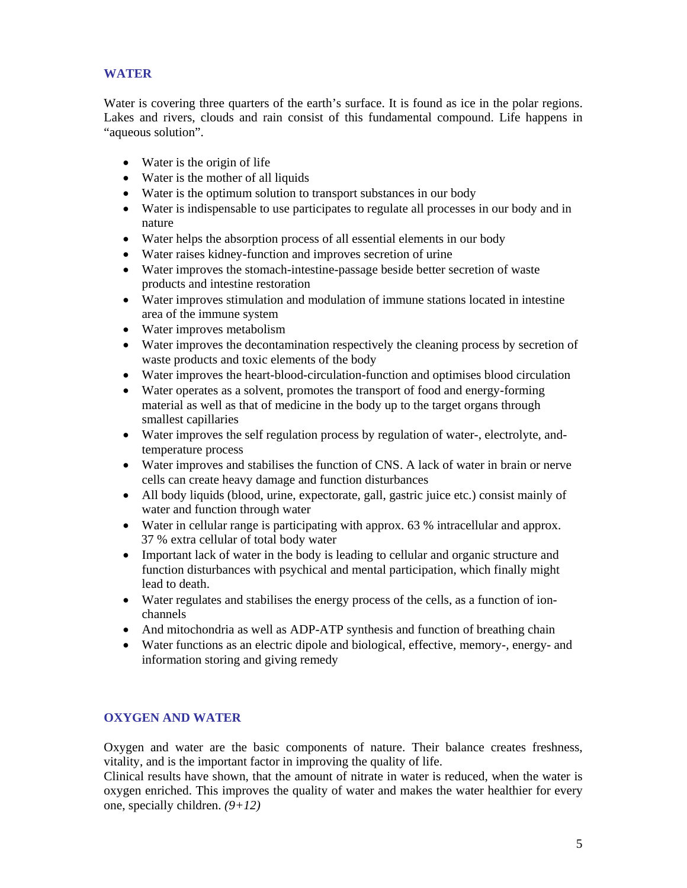## WATER

Water is covering three quarters of the earth's surface. It is found as ice in the polar regions. Lakes and rivers, clouds and rain consist of this fundamental compound. Life happens in "aqueous solution".

- Water is the origin of life
- Water is the mother of all liquids
- Water is the optimum solution to transport substances in our body
- Water is indispensable to use participates to regulate all processes in our body and in nature
- Water helps the absorption process of all essential elements in our body
- Water raises kidney-function and improves secretion of urine
- Water improves the stomach-intestine-passage beside better secretion of waste products and intestine restoration
- Water improves stimulation and modulation of immune stations located in intestine area of the immune system
- Water improves metabolism
- Water improves the decontamination respectively the cleaning process by secretion of waste products and toxic elements of the body
- Water improves the heart-blood-circulation-function and optimises blood circulation
- Water operates as a solvent, promotes the transport of food and energy-forming material as well as that of medicine in the body up to the target organs through smallest capillaries
- Water improves the self regulation process by regulation of water-, electrolyte, and-temperature process
- Water improves and stabilises the function of CNS. A lack of water in brain or nerve cells can create heavy damage and function disturbances
- All body liquids (blood, urine, expectorate, gall, gastric juice etc.) consist mainly of water and function through water
- Water in cellular range is participating with approx. 63 % intracellular and approx. 37 % extra cellular of total body water
- Important lack of water in the body is leading to cellular and organic structure and function disturbances with psychical and mental participation, which finally might lead to death.
- Water regulates and stabilises the energy process of the cells, as a function of ion-channels
- And mitochondria as well as ADP-ATP synthesis and function of breathing chain
- Water functions as an electric dipole and biological, effective, memory-, energy- and information storing and giving remedy

## OXYGEN AND WATER

Oxygen and water are the basic components of nature. Their balance creates freshness, vitality, and is the important factor in improving the quality of life.
Clinical results have shown, that the amount of nitrate in water is reduced, when the water is oxygen enriched. This improves the quality of water and makes the water healthier for every one, specially children. *(9+12)*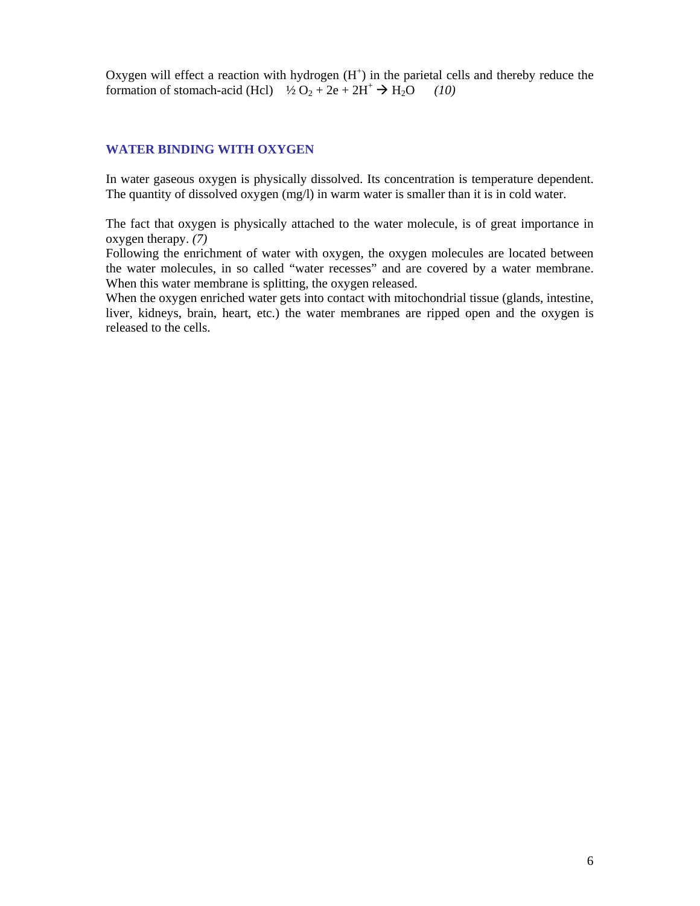Oxygen will effect a reaction with hydrogen ($H^+$) in the parietal cells and thereby reduce the formation of stomach-acid (Hcl) $\frac{1}{2} O_2 + 2e + 2H^+ \rightarrow H_2O$ *(10)*

## WATER BINDING WITH OXYGEN

In water gaseous oxygen is physically dissolved. Its concentration is temperature dependent. The quantity of dissolved oxygen (mg/l) in warm water is smaller than it is in cold water.

The fact that oxygen is physically attached to the water molecule, is of great importance in oxygen therapy. *(7)*
Following the enrichment of water with oxygen, the oxygen molecules are located between the water molecules, in so called "water recesses" and are covered by a water membrane. When this water membrane is splitting, the oxygen released.
When the oxygen enriched water gets into contact with mitochondrial tissue (glands, intestine, liver, kidneys, brain, heart, etc.) the water membranes are ripped open and the oxygen is released to the cells.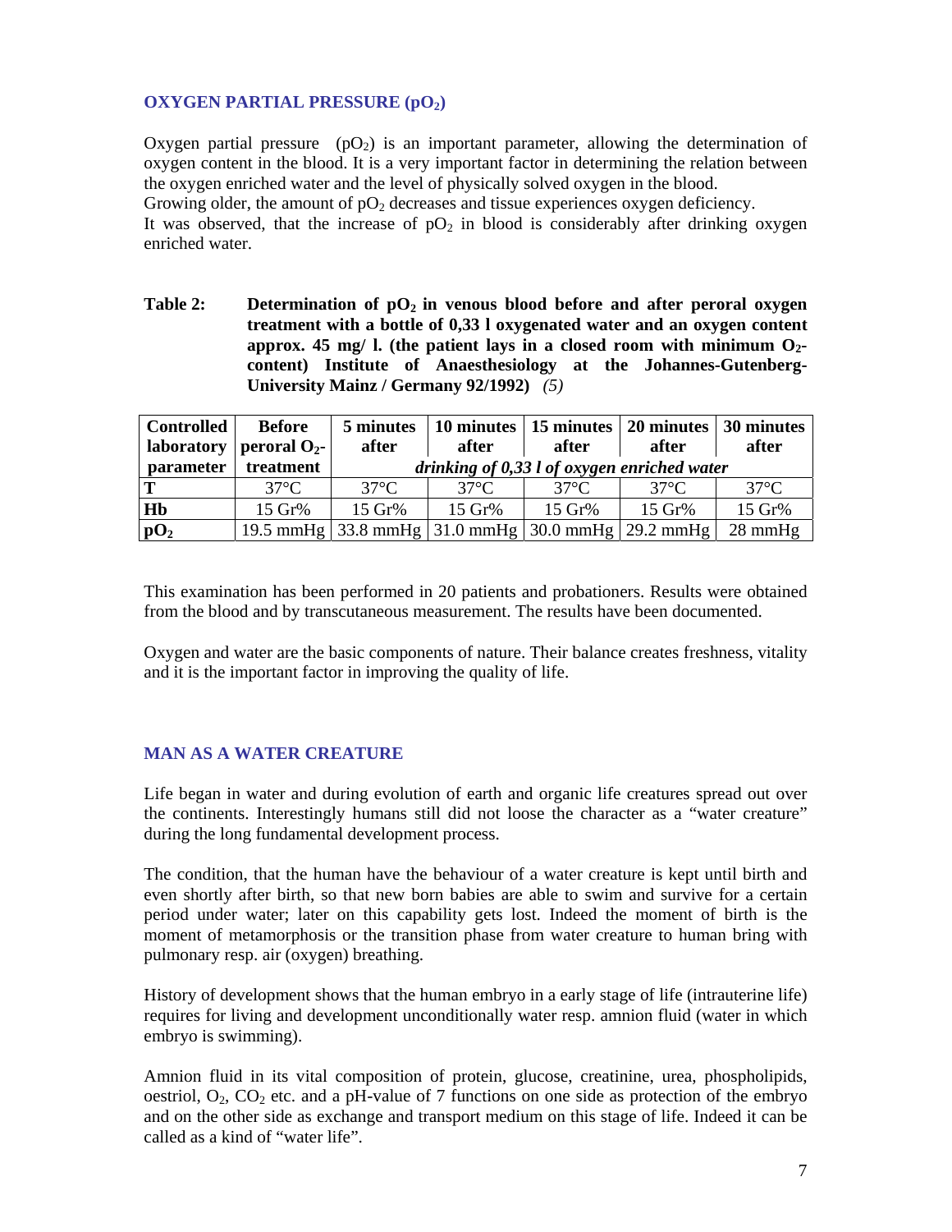## OXYGEN PARTIAL PRESSURE ($pO_2$)

Oxygen partial pressure ($pO_2$) is an important parameter, allowing the determination of oxygen content in the blood. It is a very important factor in determining the relation between the oxygen enriched water and the level of physically solved oxygen in the blood.
Growing older, the amount of $pO_2$ decreases and tissue experiences oxygen deficiency.
It was observed, that the increase of $pO_2$ in blood is considerably after drinking oxygen enriched water.

**Table 2: Determination of $pO_2$ in venous blood before and after peroral oxygen treatment with a bottle of 0,33 l oxygenated water and an oxygen content approx. 45 mg/ l. (the patient lays in a closed room with minimum $O_2$-content) Institute of Anaesthesiology at the Johannes-Gutenberg-University Mainz / Germany 92/1992)** *(5)*

| Controlled laboratory parameter | Before peroral $O_2$-treatment | 5 minutes after | 10 minutes after | 15 minutes after | 20 minutes after | 30 minutes after |
|---|---|---|---|---|---|---|
| | | *drinking of 0,33 l of oxygen enriched water* | | | | |
| **T** | 37°C | 37°C | 37°C | 37°C | 37°C | 37°C |
| **Hb** | 15 Gr% | 15 Gr% | 15 Gr% | 15 Gr% | 15 Gr% | 15 Gr% |
| **$pO_2$** | 19.5 mmHg | 33.8 mmHg | 31.0 mmHg | 30.0 mmHg | 29.2 mmHg | 28 mmHg |

This examination has been performed in 20 patients and probationers. Results were obtained from the blood and by transcutaneous measurement. The results have been documented.

Oxygen and water are the basic components of nature. Their balance creates freshness, vitality and it is the important factor in improving the quality of life.

## MAN AS A WATER CREATURE

Life began in water and during evolution of earth and organic life creatures spread out over the continents. Interestingly humans still did not loose the character as a "water creature" during the long fundamental development process.

The condition, that the human have the behaviour of a water creature is kept until birth and even shortly after birth, so that new born babies are able to swim and survive for a certain period under water; later on this capability gets lost. Indeed the moment of birth is the moment of metamorphosis or the transition phase from water creature to human bring with pulmonary resp. air (oxygen) breathing.

History of development shows that the human embryo in a early stage of life (intrauterine life) requires for living and development unconditionally water resp. amnion fluid (water in which embryo is swimming).

Amnion fluid in its vital composition of protein, glucose, creatinine, urea, phospholipids, oestriol, $O_2$, $CO_2$ etc. and a pH-value of 7 functions on one side as protection of the embryo and on the other side as exchange and transport medium on this stage of life. Indeed it can be called as a kind of "water life".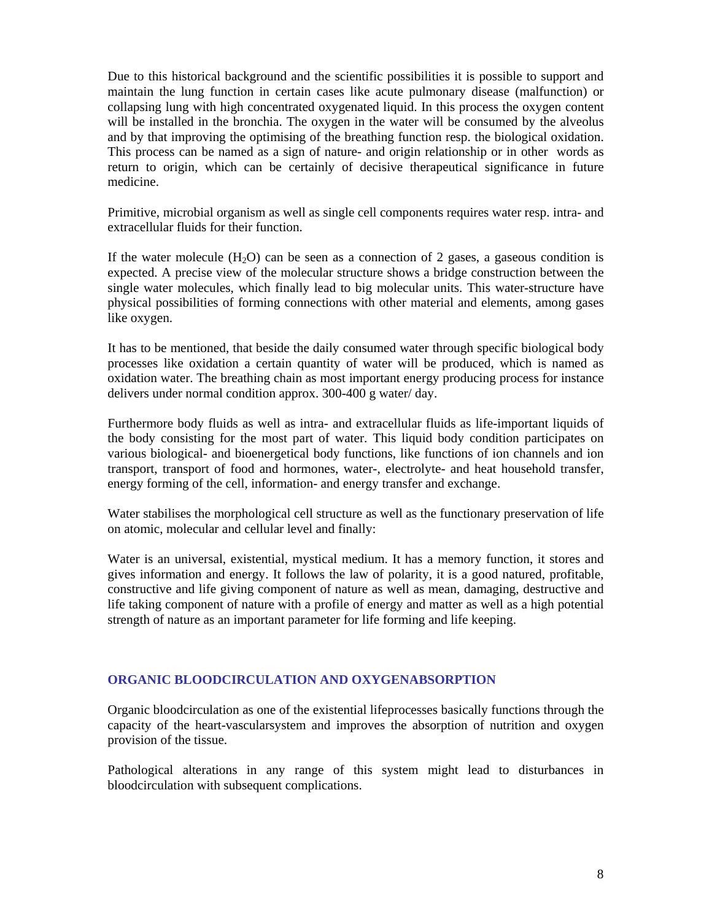Due to this historical background and the scientific possibilities it is possible to support and maintain the lung function in certain cases like acute pulmonary disease (malfunction) or collapsing lung with high concentrated oxygenated liquid. In this process the oxygen content will be installed in the bronchia. The oxygen in the water will be consumed by the alveolus and by that improving the optimising of the breathing function resp. the biological oxidation. This process can be named as a sign of nature- and origin relationship or in other words as return to origin, which can be certainly of decisive therapeutical significance in future medicine.

Primitive, microbial organism as well as single cell components requires water resp. intra- and extracellular fluids for their function.

If the water molecule ($H_2O$) can be seen as a connection of 2 gases, a gaseous condition is expected. A precise view of the molecular structure shows a bridge construction between the single water molecules, which finally lead to big molecular units. This water-structure have physical possibilities of forming connections with other material and elements, among gases like oxygen.

It has to be mentioned, that beside the daily consumed water through specific biological body processes like oxidation a certain quantity of water will be produced, which is named as oxidation water. The breathing chain as most important energy producing process for instance delivers under normal condition approx. 300-400 g water/ day.

Furthermore body fluids as well as intra- and extracellular fluids as life-important liquids of the body consisting for the most part of water. This liquid body condition participates on various biological- and bioenergetical body functions, like functions of ion channels and ion transport, transport of food and hormones, water-, electrolyte- and heat household transfer, energy forming of the cell, information- and energy transfer and exchange.

Water stabilises the morphological cell structure as well as the functionary preservation of life on atomic, molecular and cellular level and finally:

Water is an universal, existential, mystical medium. It has a memory function, it stores and gives information and energy. It follows the law of polarity, it is a good natured, profitable, constructive and life giving component of nature as well as mean, damaging, destructive and life taking component of nature with a profile of energy and matter as well as a high potential strength of nature as an important parameter for life forming and life keeping.

## ORGANIC BLOODCIRCULATION AND OXYGENABSORPTION

Organic bloodcirculation as one of the existential lifeprocesses basically functions through the capacity of the heart-vascularsystem and improves the absorption of nutrition and oxygen provision of the tissue.

Pathological alterations in any range of this system might lead to disturbances in bloodcirculation with subsequent complications.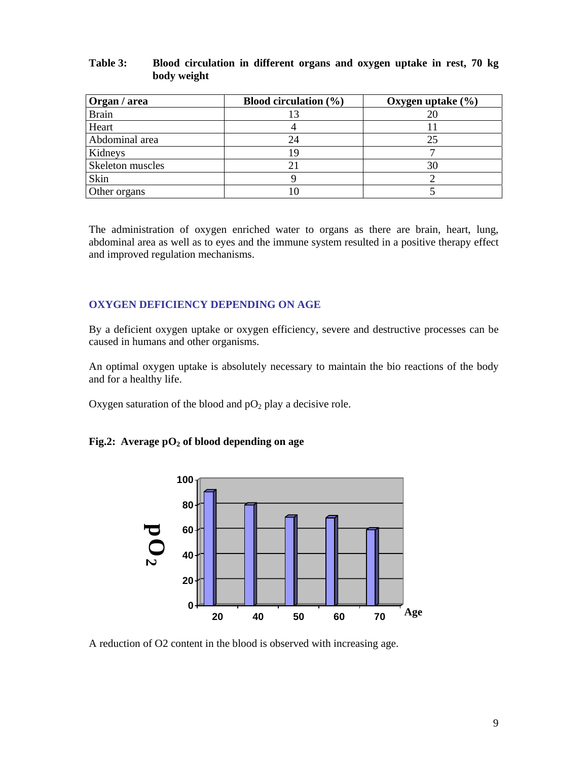**Table 3: Blood circulation in different organs and oxygen uptake in rest, 70 kg body weight**

| Organ / area | Blood circulation (%) | Oxygen uptake (%) |
|---|---|---|
| Brain | 13 | 20 |
| Heart | 4 | 11 |
| Abdominal area | 24 | 25 |
| Kidneys | 19 | 7 |
| Skeleton muscles | 21 | 30 |
| Skin | 9 | 2 |
| Other organs | 10 | 5 |

The administration of oxygen enriched water to organs as there are brain, heart, lung, abdominal area as well as to eyes and the immune system resulted in a positive therapy effect and improved regulation mechanisms.

## OXYGEN DEFICIENCY DEPENDING ON AGE

By a deficient oxygen uptake or oxygen efficiency, severe and destructive processes can be caused in humans and other organisms.

An optimal oxygen uptake is absolutely necessary to maintain the bio reactions of the body and for a healthy life.

Oxygen saturation of the blood and $pO_2$ play a decisive role.

**Fig.2: Average $pO_2$ of blood depending on age**

A reduction of O2 content in the blood is observed with increasing age.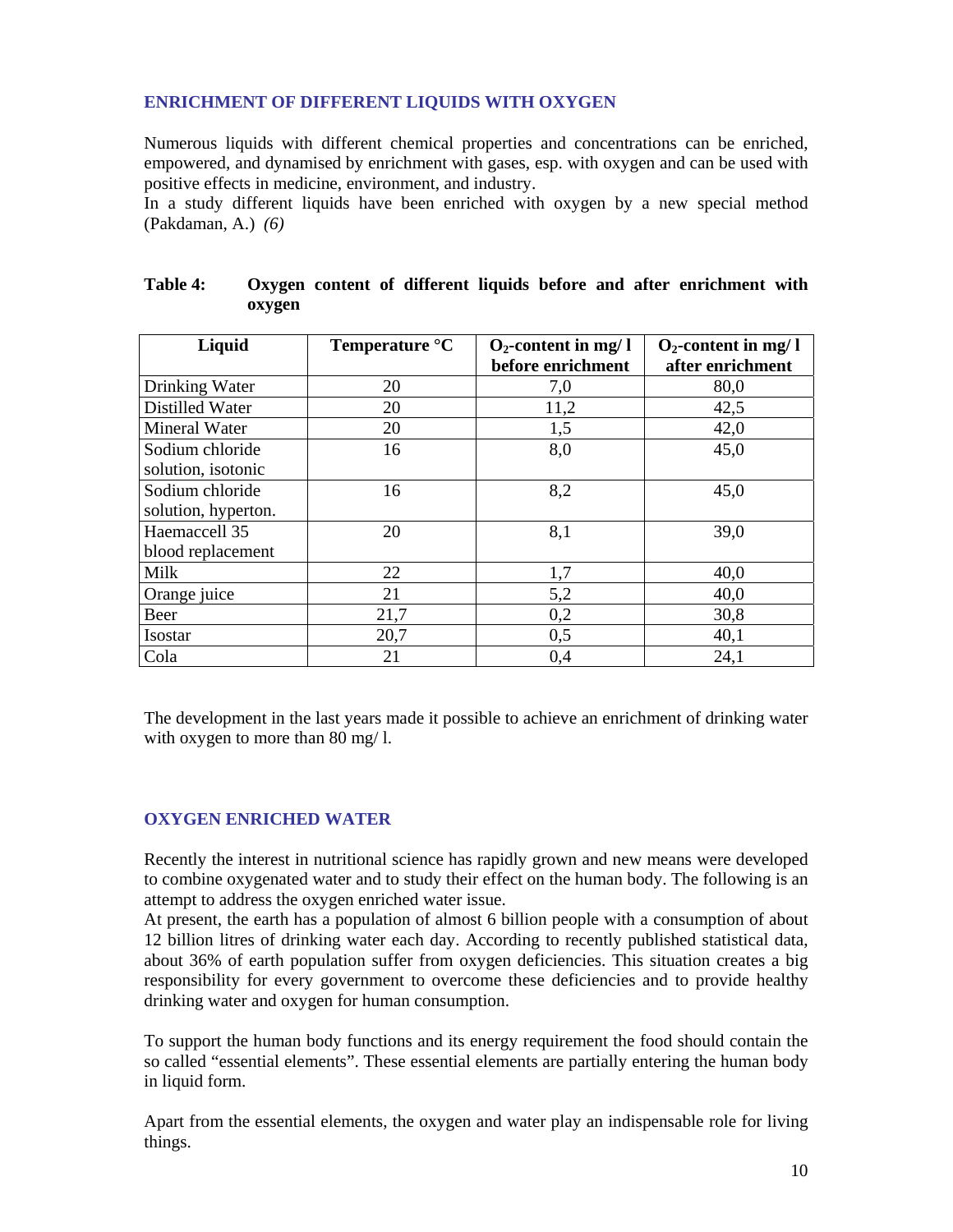## ENRICHMENT OF DIFFERENT LIQUIDS WITH OXYGEN

Numerous liquids with different chemical properties and concentrations can be enriched, empowered, and dynamised by enrichment with gases, esp. with oxygen and can be used with positive effects in medicine, environment, and industry.
In a study different liquids have been enriched with oxygen by a new special method (Pakdaman, A.) *(6)*

**Table 4: Oxygen content of different liquids before and after enrichment with oxygen**

| Liquid | Temperature °C | $O_2$-content in mg/ l before enrichment | $O_2$-content in mg/ l after enrichment |
|---|---|---|---|
| Drinking Water | 20 | 7,0 | 80,0 |
| Distilled Water | 20 | 11,2 | 42,5 |
| Mineral Water | 20 | 1,5 | 42,0 |
| Sodium chloride solution, isotonic | 16 | 8,0 | 45,0 |
| Sodium chloride solution, hyperton. | 16 | 8,2 | 45,0 |
| Haemaccell 35 blood replacement | 20 | 8,1 | 39,0 |
| Milk | 22 | 1,7 | 40,0 |
| Orange juice | 21 | 5,2 | 40,0 |
| Beer | 21,7 | 0,2 | 30,8 |
| Isostar | 20,7 | 0,5 | 40,1 |
| Cola | 21 | 0,4 | 24,1 |

The development in the last years made it possible to achieve an enrichment of drinking water with oxygen to more than 80 mg/ l.

## OXYGEN ENRICHED WATER

Recently the interest in nutritional science has rapidly grown and new means were developed to combine oxygenated water and to study their effect on the human body. The following is an attempt to address the oxygen enriched water issue.
At present, the earth has a population of almost 6 billion people with a consumption of about 12 billion litres of drinking water each day. According to recently published statistical data, about 36% of earth population suffer from oxygen deficiencies. This situation creates a big responsibility for every government to overcome these deficiencies and to provide healthy drinking water and oxygen for human consumption.

To support the human body functions and its energy requirement the food should contain the so called "essential elements". These essential elements are partially entering the human body in liquid form.

Apart from the essential elements, the oxygen and water play an indispensable role for living things.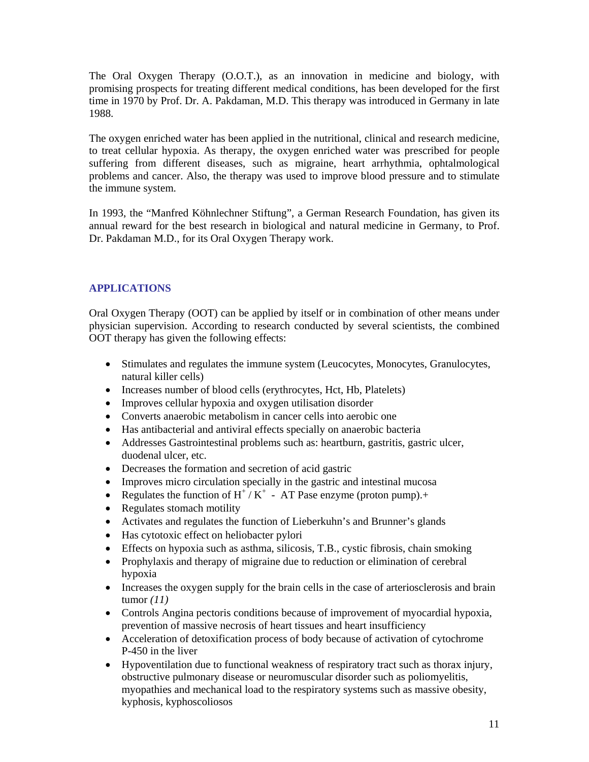The Oral Oxygen Therapy (O.O.T.), as an innovation in medicine and biology, with promising prospects for treating different medical conditions, has been developed for the first time in 1970 by Prof. Dr. A. Pakdaman, M.D. This therapy was introduced in Germany in late 1988.

The oxygen enriched water has been applied in the nutritional, clinical and research medicine, to treat cellular hypoxia. As therapy, the oxygen enriched water was prescribed for people suffering from different diseases, such as migraine, heart arrhythmia, ophtalmological problems and cancer. Also, the therapy was used to improve blood pressure and to stimulate the immune system.

In 1993, the "Manfred Köhnlechner Stiftung", a German Research Foundation, has given its annual reward for the best research in biological and natural medicine in Germany, to Prof. Dr. Pakdaman M.D., for its Oral Oxygen Therapy work.

## APPLICATIONS

Oral Oxygen Therapy (OOT) can be applied by itself or in combination of other means under physician supervision. According to research conducted by several scientists, the combined OOT therapy has given the following effects:

- Stimulates and regulates the immune system (Leucocytes, Monocytes, Granulocytes, natural killer cells)
- Increases number of blood cells (erythrocytes, Hct, Hb, Platelets)
- Improves cellular hypoxia and oxygen utilisation disorder
- Converts anaerobic metabolism in cancer cells into aerobic one
- Has antibacterial and antiviral effects specially on anaerobic bacteria
- Addresses Gastrointestinal problems such as: heartburn, gastritis, gastric ulcer, duodenal ulcer, etc.
- Decreases the formation and secretion of acid gastric
- Improves micro circulation specially in the gastric and intestinal mucosa
- Regulates the function of $H^+ / K^+$ - AT Pase enzyme (proton pump).+
- Regulates stomach motility
- Activates and regulates the function of Lieberkuhn's and Brunner's glands
- Has cytotoxic effect on heliobacter pylori
- Effects on hypoxia such as asthma, silicosis, T.B., cystic fibrosis, chain smoking
- Prophylaxis and therapy of migraine due to reduction or elimination of cerebral hypoxia
- Increases the oxygen supply for the brain cells in the case of arteriosclerosis and brain tumor *(11)*
- Controls Angina pectoris conditions because of improvement of myocardial hypoxia, prevention of massive necrosis of heart tissues and heart insufficiency
- Acceleration of detoxification process of body because of activation of cytochrome P-450 in the liver
- Hypoventilation due to functional weakness of respiratory tract such as thorax injury, obstructive pulmonary disease or neuromuscular disorder such as poliomyelitis, myopathies and mechanical load to the respiratory systems such as massive obesity, kyphosis, kyphoscoliosos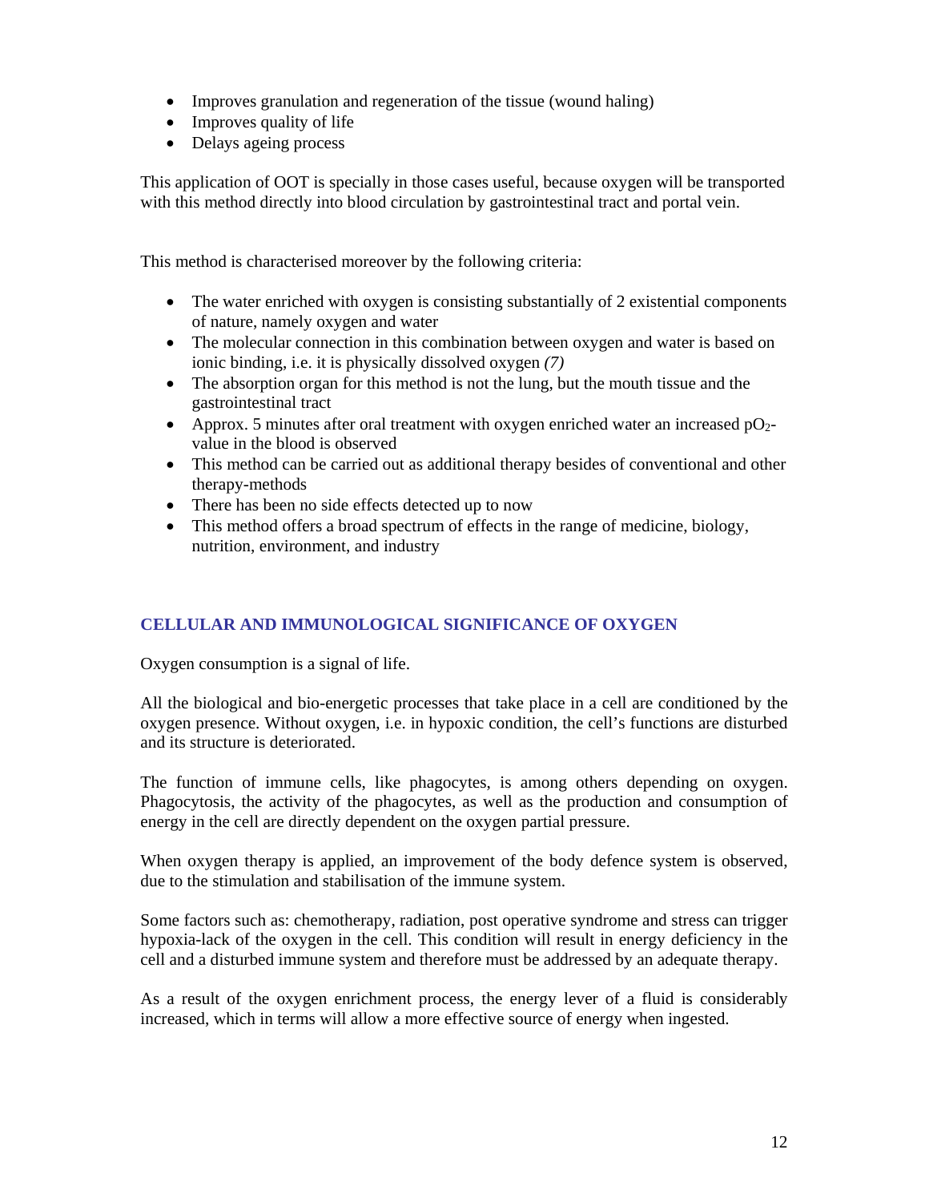- Improves granulation and regeneration of the tissue (wound haling)
- Improves quality of life
- Delays ageing process

This application of OOT is specially in those cases useful, because oxygen will be transported with this method directly into blood circulation by gastrointestinal tract and portal vein.

This method is characterised moreover by the following criteria:

- The water enriched with oxygen is consisting substantially of 2 existential components of nature, namely oxygen and water
- The molecular connection in this combination between oxygen and water is based on ionic binding, i.e. it is physically dissolved oxygen *(7)*
- The absorption organ for this method is not the lung, but the mouth tissue and the gastrointestinal tract
- Approx. 5 minutes after oral treatment with oxygen enriched water an increased $pO_2$-value in the blood is observed
- This method can be carried out as additional therapy besides of conventional and other therapy-methods
- There has been no side effects detected up to now
- This method offers a broad spectrum of effects in the range of medicine, biology, nutrition, environment, and industry

## CELLULAR AND IMMUNOLOGICAL SIGNIFICANCE OF OXYGEN

Oxygen consumption is a signal of life.

All the biological and bio-energetic processes that take place in a cell are conditioned by the oxygen presence. Without oxygen, i.e. in hypoxic condition, the cell's functions are disturbed and its structure is deteriorated.

The function of immune cells, like phagocytes, is among others depending on oxygen. Phagocytosis, the activity of the phagocytes, as well as the production and consumption of energy in the cell are directly dependent on the oxygen partial pressure.

When oxygen therapy is applied, an improvement of the body defence system is observed, due to the stimulation and stabilisation of the immune system.

Some factors such as: chemotherapy, radiation, post operative syndrome and stress can trigger hypoxia-lack of the oxygen in the cell. This condition will result in energy deficiency in the cell and a disturbed immune system and therefore must be addressed by an adequate therapy.

As a result of the oxygen enrichment process, the energy lever of a fluid is considerably increased, which in terms will allow a more effective source of energy when ingested.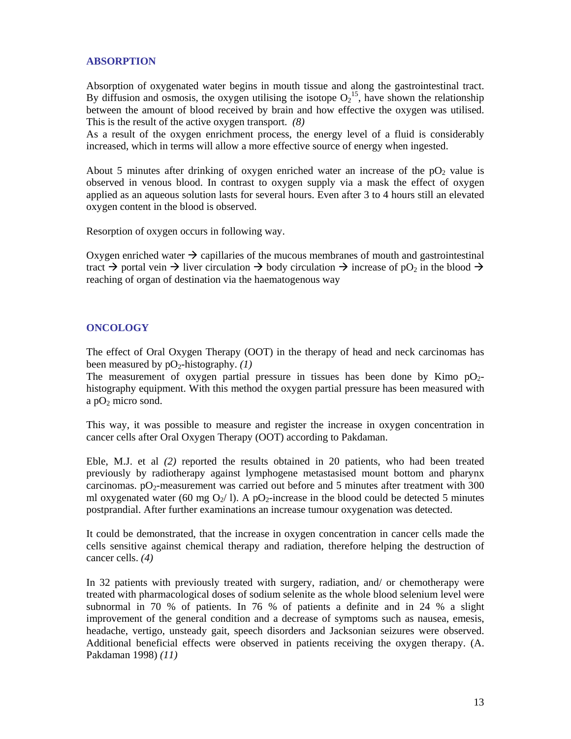## ABSORPTION

Absorption of oxygenated water begins in mouth tissue and along the gastrointestinal tract. By diffusion and osmosis, the oxygen utilising the isotope $O_2^{15}$, have shown the relationship between the amount of blood received by brain and how effective the oxygen was utilised. This is the result of the active oxygen transport. *(8)*
As a result of the oxygen enrichment process, the energy level of a fluid is considerably increased, which in terms will allow a more effective source of energy when ingested.

About 5 minutes after drinking of oxygen enriched water an increase of the $pO_2$ value is observed in venous blood. In contrast to oxygen supply via a mask the effect of oxygen applied as an aqueous solution lasts for several hours. Even after 3 to 4 hours still an elevated oxygen content in the blood is observed.

Resorption of oxygen occurs in following way.

Oxygen enriched water → capillaries of the mucous membranes of mouth and gastrointestinal tract → portal vein → liver circulation → body circulation → increase of $pO_2$ in the blood → reaching of organ of destination via the haematogenous way

## ONCOLOGY

The effect of Oral Oxygen Therapy (OOT) in the therapy of head and neck carcinomas has been measured by $pO_2$-histography. *(1)*
The measurement of oxygen partial pressure in tissues has been done by Kimo $pO_2$-histography equipment. With this method the oxygen partial pressure has been measured with a $pO_2$ micro sond.

This way, it was possible to measure and register the increase in oxygen concentration in cancer cells after Oral Oxygen Therapy (OOT) according to Pakdaman.

Eble, M.J. et al *(2)* reported the results obtained in 20 patients, who had been treated previously by radiotherapy against lymphogene metastasised mount bottom and pharynx carcinomas. $pO_2$-measurement was carried out before and 5 minutes after treatment with 300 ml oxygenated water (60 mg $O_2$/ l). A $pO_2$-increase in the blood could be detected 5 minutes postprandial. After further examinations an increase tumour oxygenation was detected.

It could be demonstrated, that the increase in oxygen concentration in cancer cells made the cells sensitive against chemical therapy and radiation, therefore helping the destruction of cancer cells. *(4)*

In 32 patients with previously treated with surgery, radiation, and/ or chemotherapy were treated with pharmacological doses of sodium selenite as the whole blood selenium level were subnormal in 70 % of patients. In 76 % of patients a definite and in 24 % a slight improvement of the general condition and a decrease of symptoms such as nausea, emesis, headache, vertigo, unsteady gait, speech disorders and Jacksonian seizures were observed. Additional beneficial effects were observed in patients receiving the oxygen therapy. (A. Pakdaman 1998) *(11)*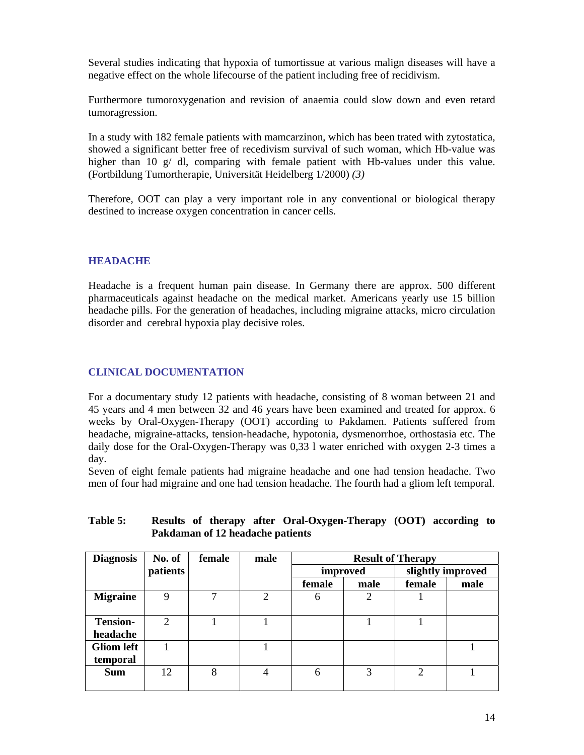Several studies indicating that hypoxia of tumortissue at various malign diseases will have a negative effect on the whole lifecourse of the patient including free of recidivism.

Furthermore tumoroxygenation and revision of anaemia could slow down and even retard tumoragression.

In a study with 182 female patients with mamcarzinon, which has been trated with zytostatica, showed a significant better free of recedivism survival of such woman, which Hb-value was higher than 10 g/ dl, comparing with female patient with Hb-values under this value. (Fortbildung Tumortherapie, Universität Heidelberg 1/2000) *(3)*

Therefore, OOT can play a very important role in any conventional or biological therapy destined to increase oxygen concentration in cancer cells.

## HEADACHE

Headache is a frequent human pain disease. In Germany there are approx. 500 different pharmaceuticals against headache on the medical market. Americans yearly use 15 billion headache pills. For the generation of headaches, including migraine attacks, micro circulation disorder and cerebral hypoxia play decisive roles.

## CLINICAL DOCUMENTATION

For a documentary study 12 patients with headache, consisting of 8 woman between 21 and 45 years and 4 men between 32 and 46 years have been examined and treated for approx. 6 weeks by Oral-Oxygen-Therapy (OOT) according to Pakdamen. Patients suffered from headache, migraine-attacks, tension-headache, hypotonia, dysmenorrhoe, orthostasia etc. The daily dose for the Oral-Oxygen-Therapy was 0,33 l water enriched with oxygen 2-3 times a day.
Seven of eight female patients had migraine headache and one had tension headache. Two men of four had migraine and one had tension headache. The fourth had a gliom left temporal.

**Table 5: Results of therapy after Oral-Oxygen-Therapy (OOT) according to Pakdaman of 12 headache patients**

| Diagnosis | No. of patients | female | male | Result of Therapy | | | |
|---|---|---|---|---|---|---|---|
| | | | | improved | | slightly improved | |
| | | | | female | male | female | male |
| **Migraine** | 9 | 7 | 2 | 6 | 2 | 1 | |
| **Tension-headache** | 2 | 1 | 1 | | 1 | 1 | |
| **Gliom left temporal** | 1 | | 1 | | | | 1 |
| **Sum** | 12 | 8 | 4 | 6 | 3 | 2 | 1 |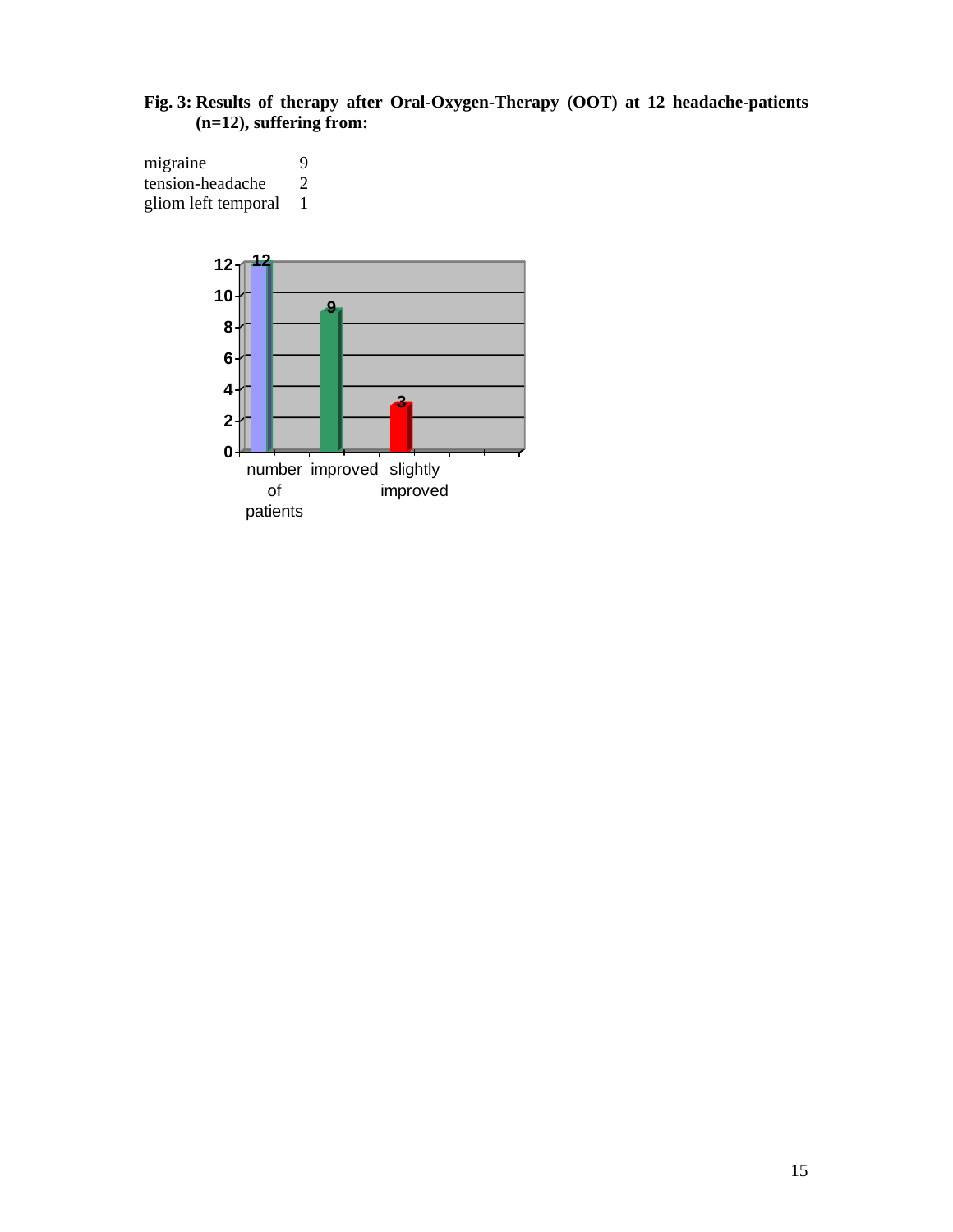**Fig. 3: Results of therapy after Oral-Oxygen-Therapy (OOT) at 12 headache-patients (n=12), suffering from:**

| | |
|---|---|
| migraine | 9 |
| tension-headache | 2 |
| gliom left temporal | 1 |

| number of patients | improved | slightly improved |
|---|---|---|
| 12 | 9 | 3 |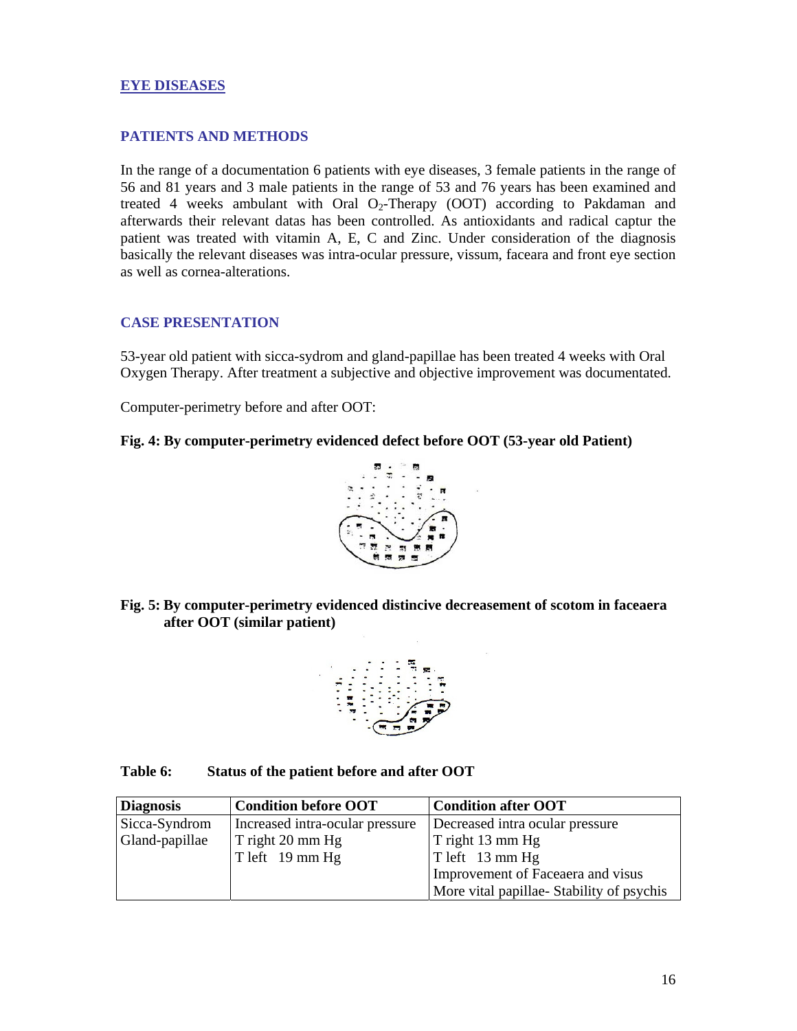## EYE DISEASES

### PATIENTS AND METHODS

In the range of a documentation 6 patients with eye diseases, 3 female patients in the range of 56 and 81 years and 3 male patients in the range of 53 and 76 years has been examined and treated 4 weeks ambulant with Oral $O_2$-Therapy (OOT) according to Pakdaman and afterwards their relevant datas has been controlled. As antioxidants and radical captur the patient was treated with vitamin A, E, C and Zinc. Under consideration of the diagnosis basically the relevant diseases was intra-ocular pressure, vissum, faceara and front eye section as well as cornea-alterations.

### CASE PRESENTATION

53-year old patient with sicca-sydrom and gland-papillae has been treated 4 weeks with Oral Oxygen Therapy. After treatment a subjective and objective improvement was documentated.

Computer-perimetry before and after OOT:

**Fig. 4: By computer-perimetry evidenced defect before OOT (53-year old Patient)**

**Fig. 5: By computer-perimetry evidenced distincive decreasement of scotom in faceaera after OOT (similar patient)**

**Table 6: Status of the patient before and after OOT**

| Diagnosis | Condition before OOT | Condition after OOT |
|---|---|---|
| Sicca-Syndrom<br>Gland-papillae | Increased intra-ocular pressure<br>T right 20 mm Hg<br>T left 19 mm Hg | Decreased intra ocular pressure<br>T right 13 mm Hg<br>T left 13 mm Hg<br>Improvement of Faceaera and visus<br>More vital papillae- Stability of psychis |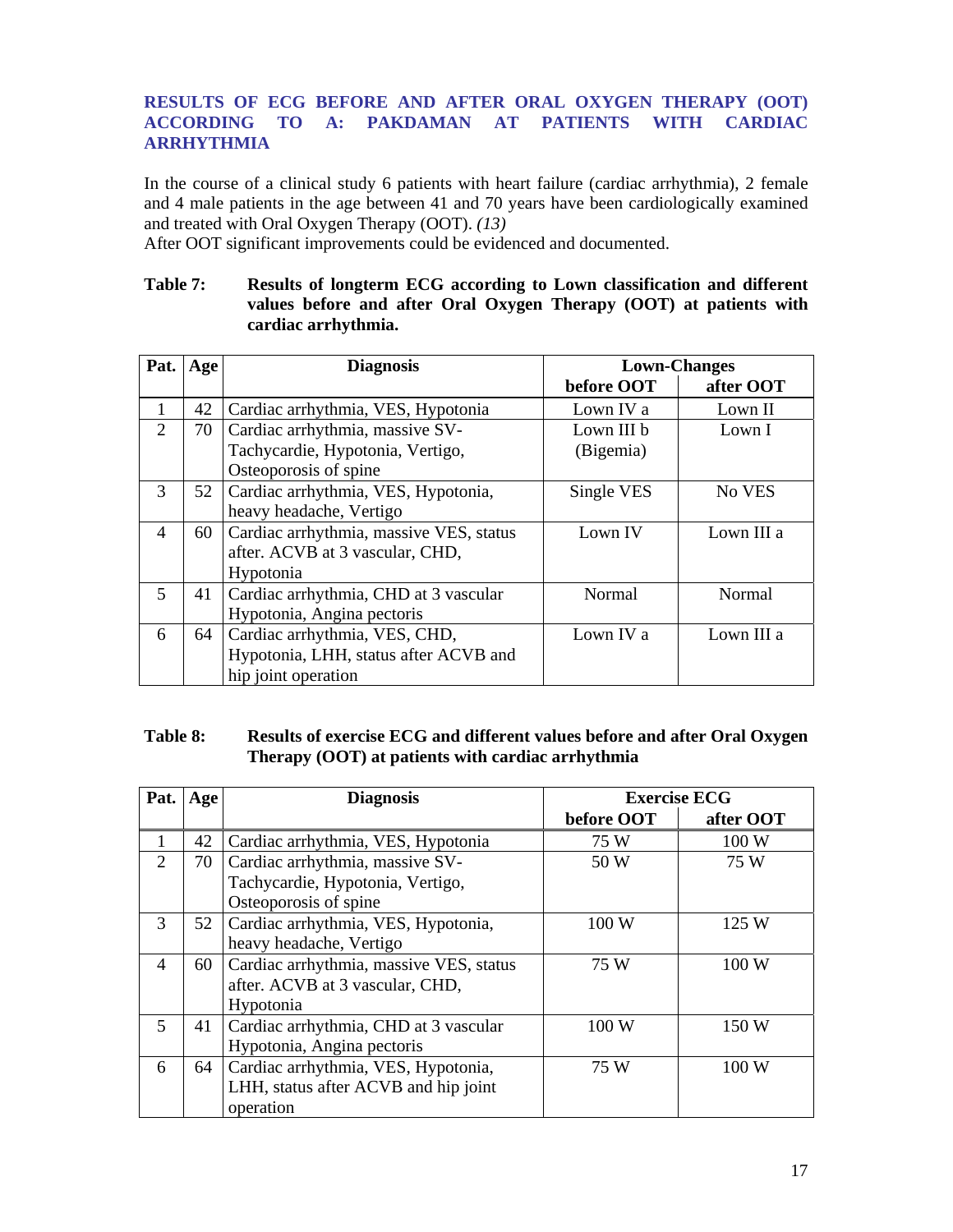## RESULTS OF ECG BEFORE AND AFTER ORAL OXYGEN THERAPY (OOT) ACCORDING TO A: PAKDAMAN AT PATIENTS WITH CARDIAC ARRHYTHMIA

In the course of a clinical study 6 patients with heart failure (cardiac arrhythmia), 2 female and 4 male patients in the age between 41 and 70 years have been cardiologically examined and treated with Oral Oxygen Therapy (OOT). *(13)*
After OOT significant improvements could be evidenced and documented.

**Table 7: Results of longterm ECG according to Lown classification and different values before and after Oral Oxygen Therapy (OOT) at patients with cardiac arrhythmia.**

| Pat. | Age | Diagnosis | Lown-Changes | |
|---|---|---|---|---|
| | | | **before OOT** | **after OOT** |
| 1 | 42 | Cardiac arrhythmia, VES, Hypotonia | Lown IV a | Lown II |
| 2 | 70 | Cardiac arrhythmia, massive SV-Tachycardie, Hypotonia, Vertigo, Osteoporosis of spine | Lown III b (Bigemia) | Lown I |
| 3 | 52 | Cardiac arrhythmia, VES, Hypotonia, heavy headache, Vertigo | Single VES | No VES |
| 4 | 60 | Cardiac arrhythmia, massive VES, status after. ACVB at 3 vascular, CHD, Hypotonia | Lown IV | Lown III a |
| 5 | 41 | Cardiac arrhythmia, CHD at 3 vascular Hypotonia, Angina pectoris | Normal | Normal |
| 6 | 64 | Cardiac arrhythmia, VES, CHD, Hypotonia, LHH, status after ACVB and hip joint operation | Lown IV a | Lown III a |

**Table 8: Results of exercise ECG and different values before and after Oral Oxygen Therapy (OOT) at patients with cardiac arrhythmia**

| Pat. | Age | Diagnosis | Exercise ECG | |
|---|---|---|---|---|
| | | | **before OOT** | **after OOT** |
| 1 | 42 | Cardiac arrhythmia, VES, Hypotonia | 75 W | 100 W |
| 2 | 70 | Cardiac arrhythmia, massive SV-Tachycardie, Hypotonia, Vertigo, Osteoporosis of spine | 50 W | 75 W |
| 3 | 52 | Cardiac arrhythmia, VES, Hypotonia, heavy headache, Vertigo | 100 W | 125 W |
| 4 | 60 | Cardiac arrhythmia, massive VES, status after. ACVB at 3 vascular, CHD, Hypotonia | 75 W | 100 W |
| 5 | 41 | Cardiac arrhythmia, CHD at 3 vascular Hypotonia, Angina pectoris | 100 W | 150 W |
| 6 | 64 | Cardiac arrhythmia, VES, Hypotonia, LHH, status after ACVB and hip joint operation | 75 W | 100 W |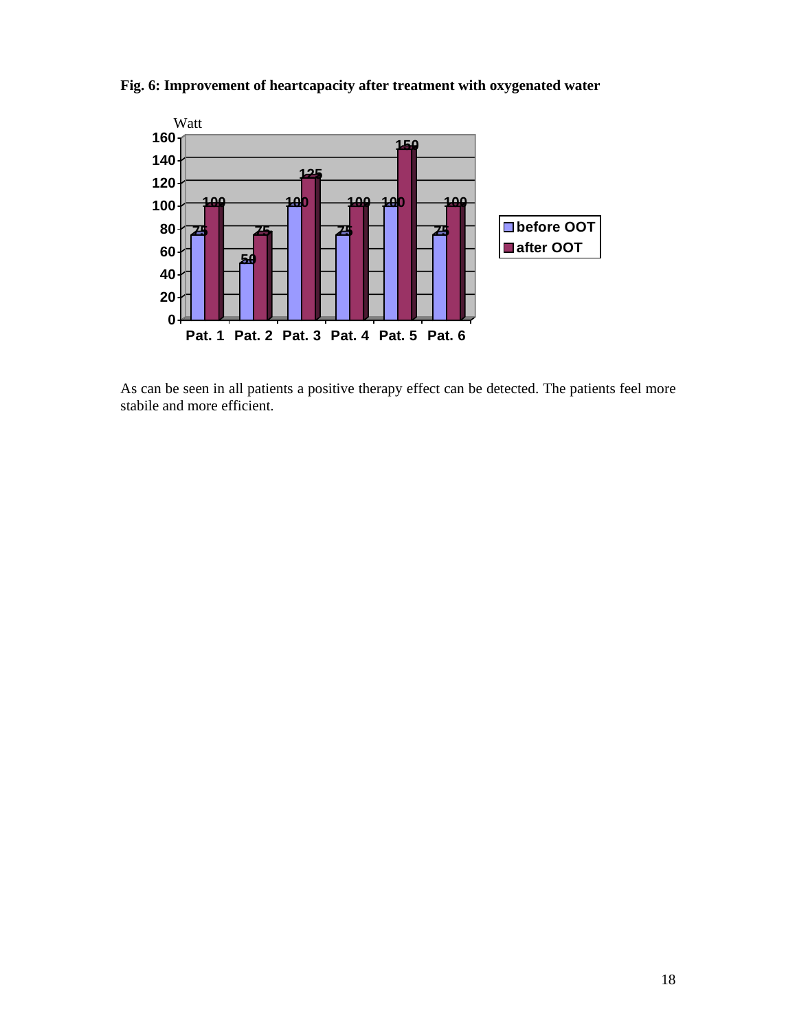**Fig. 6: Improvement of heartcapacity after treatment with oxygenated water**

As can be seen in all patients a positive therapy effect can be detected. The patients feel more stabile and more efficient.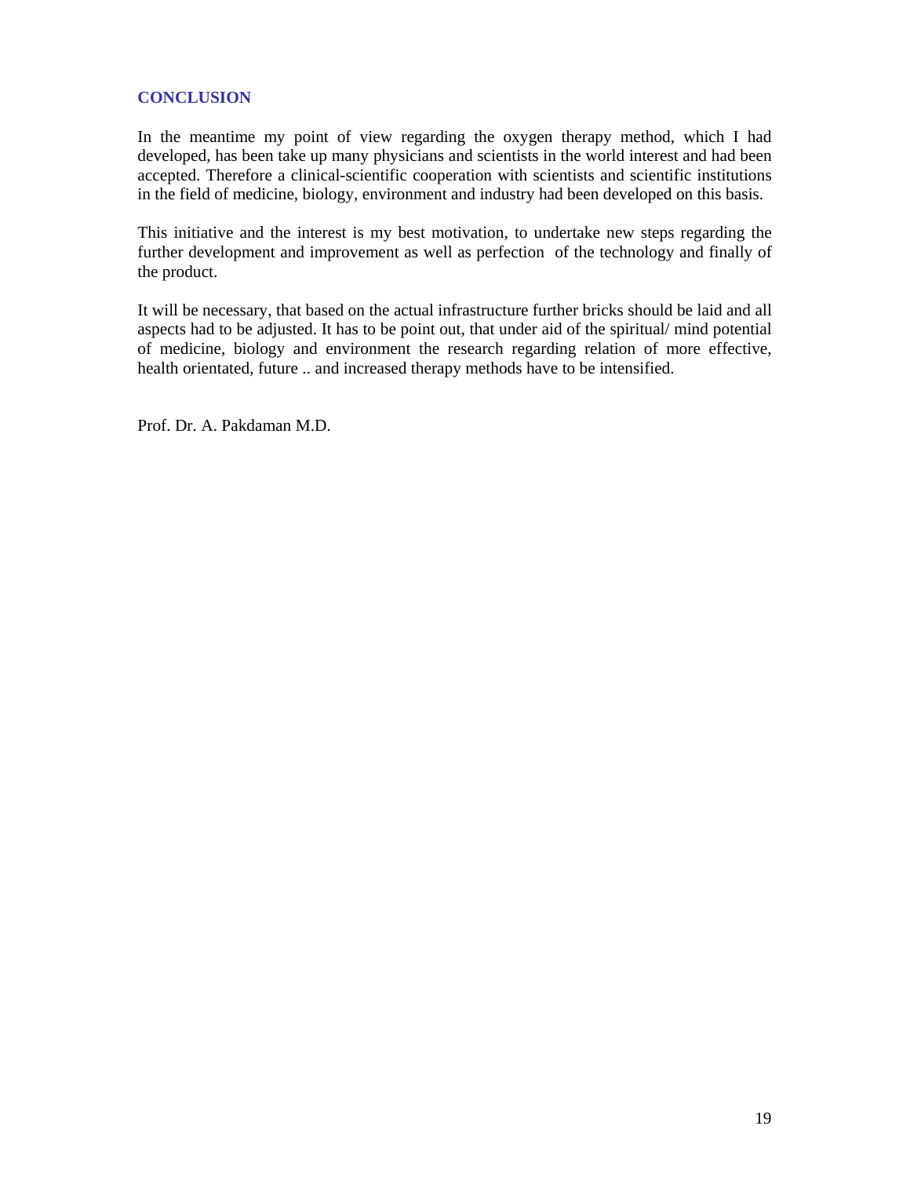## CONCLUSION

In the meantime my point of view regarding the oxygen therapy method, which I had developed, has been take up many physicians and scientists in the world interest and had been accepted. Therefore a clinical-scientific cooperation with scientists and scientific institutions in the field of medicine, biology, environment and industry had been developed on this basis.

This initiative and the interest is my best motivation, to undertake new steps regarding the further development and improvement as well as perfection of the technology and finally of the product.

It will be necessary, that based on the actual infrastructure further bricks should be laid and all aspects had to be adjusted. It has to be point out, that under aid of the spiritual/ mind potential of medicine, biology and environment the research regarding relation of more effective, health orientated, future .. and increased therapy methods have to be intensified.

Prof. Dr. A. Pakdaman M.D.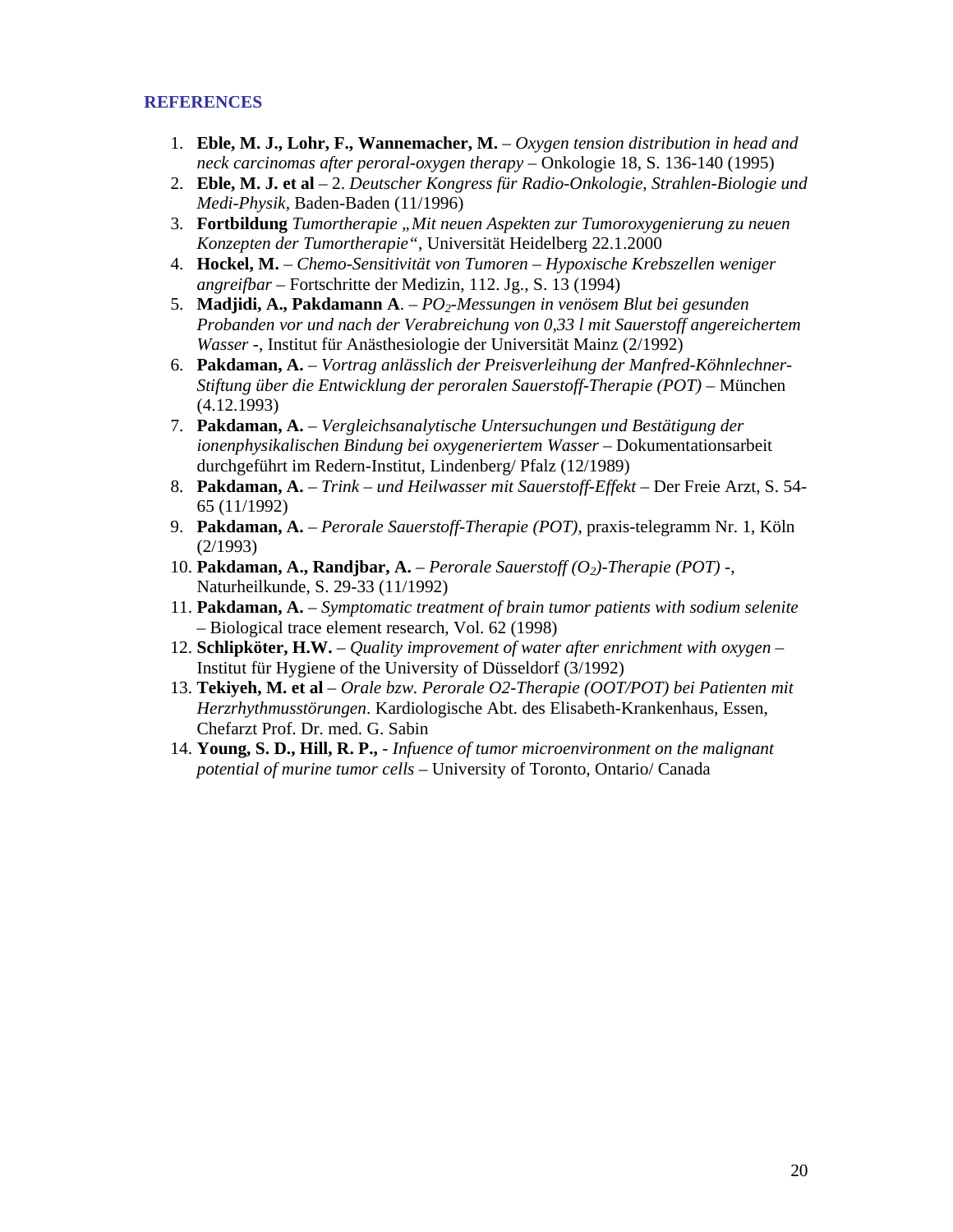## REFERENCES

1. **Eble, M. J., Lohr, F., Wannemacher, M.** – *Oxygen tension distribution in head and neck carcinomas after peroral-oxygen therapy* – Onkologie 18, S. 136-140 (1995)
2. **Eble, M. J. et al** – 2. *Deutscher Kongress für Radio-Onkologie, Strahlen-Biologie und Medi-Physik*, Baden-Baden (11/1996)
3. **Fortbildung** *Tumortherapie „Mit neuen Aspekten zur Tumoroxygenierung zu neuen Konzepten der Tumortherapie"*, Universität Heidelberg 22.1.2000
4. **Hockel, M.** – *Chemo-Sensitivität von Tumoren – Hypoxische Krebszellen weniger angreifbar* – Fortschritte der Medizin, 112. Jg., S. 13 (1994)
5. **Madjidi, A., Pakdamann A**. – *$PO_2$-Messungen in venösem Blut bei gesunden Probanden vor und nach der Verabreichung von 0,33 l mit Sauerstoff angereichertem Wasser -*, Institut für Anästhesiologie der Universität Mainz (2/1992)
6. **Pakdaman, A.** – *Vortrag anlässlich der Preisverleihung der Manfred-Köhnlechner-Stiftung über die Entwicklung der peroralen Sauerstoff-Therapie (POT)* – München (4.12.1993)
7. **Pakdaman, A.** – *Vergleichsanalytische Untersuchungen und Bestätigung der ionenphysikalischen Bindung bei oxygeneriertem Wasser* – Dokumentationsarbeit durchgeführt im Redern-Institut, Lindenberg/ Pfalz (12/1989)
8. **Pakdaman, A.** – *Trink – und Heilwasser mit Sauerstoff-Effekt* – Der Freie Arzt, S. 54-65 (11/1992)
9. **Pakdaman, A.** – *Perorale Sauerstoff-Therapie (POT)*, praxis-telegramm Nr. 1, Köln (2/1993)
10. **Pakdaman, A., Randjbar, A.** – *Perorale Sauerstoff ($O_2$)-Therapie (POT)* -, Naturheilkunde, S. 29-33 (11/1992)
11. **Pakdaman, A.** – *Symptomatic treatment of brain tumor patients with sodium selenite* – Biological trace element research, Vol. 62 (1998)
12. **Schlipköter, H.W.** – *Quality improvement of water after enrichment with oxygen* – Institut für Hygiene of the University of Düsseldorf (3/1992)
13. **Tekiyeh, M. et al** – *Orale bzw. Perorale O2-Therapie (OOT/POT) bei Patienten mit Herzrhythmusstörungen*. Kardiologische Abt. des Elisabeth-Krankenhaus, Essen, Chefarzt Prof. Dr. med. G. Sabin
14. **Young, S. D., Hill, R. P.,** - *Infuence of tumor microenvironment on the malignant potential of murine tumor cells* – University of Toronto, Ontario/ Canada